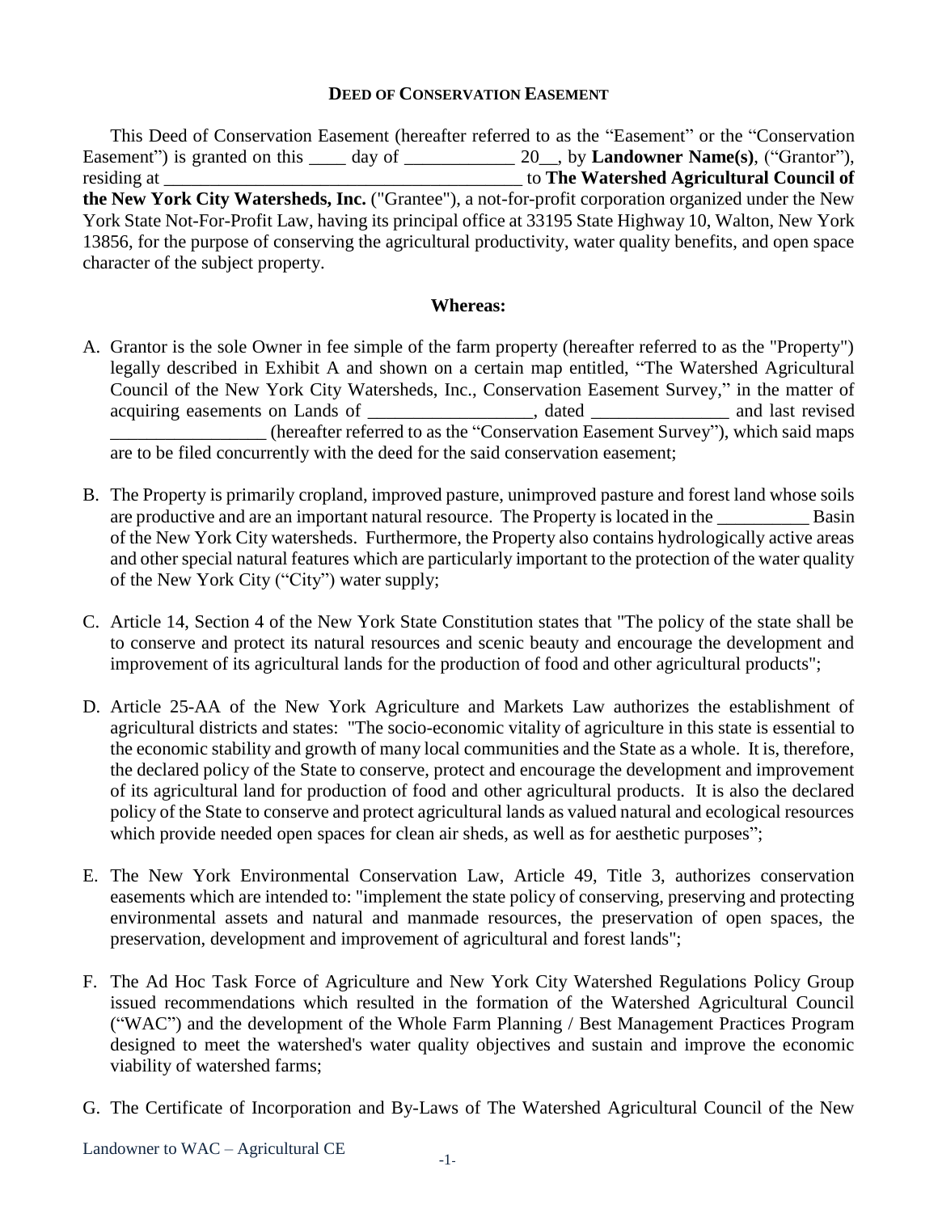# DEED OF CONSERVATION EASEMENT

This Deed of Conservation Easement (hereafter referred to as the "Easement" or the "Conservation Easement") is granted on this ____ day of ____________ 20__, by **Landowner Name(s)**, ("Grantor"), residing at _________________________________________ to **The Watershed Agricultural Council of the New York City Watersheds, Inc.** ("Grantee"), a not-for-profit corporation organized under the New York State Not-For-Profit Law, having its principal office at 33195 State Highway 10, Walton, New York 13856, for the purpose of conserving the agricultural productivity, water quality benefits, and open space character of the subject property.

**Whereas:**

A. Grantor is the sole Owner in fee simple of the farm property (hereafter referred to as the "Property") legally described in Exhibit A and shown on a certain map entitled, "The Watershed Agricultural Council of the New York City Watersheds, Inc., Conservation Easement Survey," in the matter of acquiring easements on Lands of __________________, dated _______________ and last revised _________________ (hereafter referred to as the "Conservation Easement Survey"), which said maps are to be filed concurrently with the deed for the said conservation easement;

B. The Property is primarily cropland, improved pasture, unimproved pasture and forest land whose soils are productive and are an important natural resource. The Property is located in the __________ Basin of the New York City watersheds. Furthermore, the Property also contains hydrologically active areas and other special natural features which are particularly important to the protection of the water quality of the New York City ("City") water supply;

C. Article 14, Section 4 of the New York State Constitution states that "The policy of the state shall be to conserve and protect its natural resources and scenic beauty and encourage the development and improvement of its agricultural lands for the production of food and other agricultural products";

D. Article 25-AA of the New York Agriculture and Markets Law authorizes the establishment of agricultural districts and states: "The socio-economic vitality of agriculture in this state is essential to the economic stability and growth of many local communities and the State as a whole. It is, therefore, the declared policy of the State to conserve, protect and encourage the development and improvement of its agricultural land for production of food and other agricultural products. It is also the declared policy of the State to conserve and protect agricultural lands as valued natural and ecological resources which provide needed open spaces for clean air sheds, as well as for aesthetic purposes";

E. The New York Environmental Conservation Law, Article 49, Title 3, authorizes conservation easements which are intended to: "implement the state policy of conserving, preserving and protecting environmental assets and natural and manmade resources, the preservation of open spaces, the preservation, development and improvement of agricultural and forest lands";

F. The Ad Hoc Task Force of Agriculture and New York City Watershed Regulations Policy Group issued recommendations which resulted in the formation of the Watershed Agricultural Council ("WAC") and the development of the Whole Farm Planning / Best Management Practices Program designed to meet the watershed's water quality objectives and sustain and improve the economic viability of watershed farms;

G. The Certificate of Incorporation and By-Laws of The Watershed Agricultural Council of the New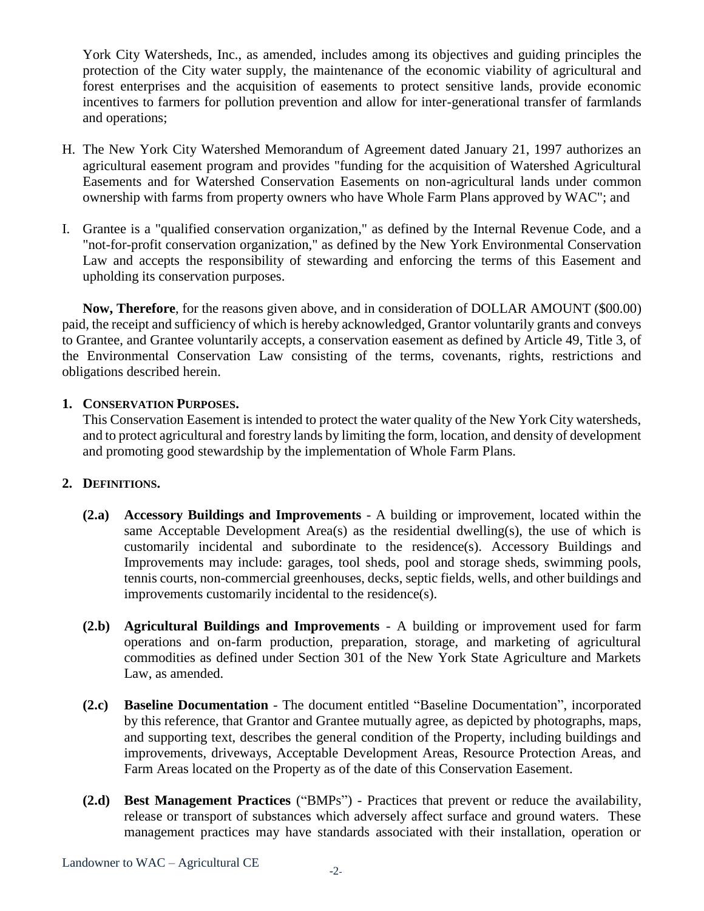York City Watersheds, Inc., as amended, includes among its objectives and guiding principles the protection of the City water supply, the maintenance of the economic viability of agricultural and forest enterprises and the acquisition of easements to protect sensitive lands, provide economic incentives to farmers for pollution prevention and allow for inter-generational transfer of farmlands and operations;

H. The New York City Watershed Memorandum of Agreement dated January 21, 1997 authorizes an agricultural easement program and provides "funding for the acquisition of Watershed Agricultural Easements and for Watershed Conservation Easements on non-agricultural lands under common ownership with farms from property owners who have Whole Farm Plans approved by WAC"; and

I. Grantee is a "qualified conservation organization," as defined by the Internal Revenue Code, and a "not-for-profit conservation organization," as defined by the New York Environmental Conservation Law and accepts the responsibility of stewarding and enforcing the terms of this Easement and upholding its conservation purposes.

**Now, Therefore**, for the reasons given above, and in consideration of DOLLAR AMOUNT ($00.00) paid, the receipt and sufficiency of which is hereby acknowledged, Grantor voluntarily grants and conveys to Grantee, and Grantee voluntarily accepts, a conservation easement as defined by Article 49, Title 3, of the Environmental Conservation Law consisting of the terms, covenants, rights, restrictions and obligations described herein.

## 1. CONSERVATION PURPOSES.

This Conservation Easement is intended to protect the water quality of the New York City watersheds, and to protect agricultural and forestry lands by limiting the form, location, and density of development and promoting good stewardship by the implementation of Whole Farm Plans.

## 2. DEFINITIONS.

**(2.a) Accessory Buildings and Improvements** - A building or improvement, located within the same Acceptable Development Area(s) as the residential dwelling(s), the use of which is customarily incidental and subordinate to the residence(s). Accessory Buildings and Improvements may include: garages, tool sheds, pool and storage sheds, swimming pools, tennis courts, non-commercial greenhouses, decks, septic fields, wells, and other buildings and improvements customarily incidental to the residence(s).

**(2.b) Agricultural Buildings and Improvements** - A building or improvement used for farm operations and on-farm production, preparation, storage, and marketing of agricultural commodities as defined under Section 301 of the New York State Agriculture and Markets Law, as amended.

**(2.c) Baseline Documentation** - The document entitled "Baseline Documentation", incorporated by this reference, that Grantor and Grantee mutually agree, as depicted by photographs, maps, and supporting text, describes the general condition of the Property, including buildings and improvements, driveways, Acceptable Development Areas, Resource Protection Areas, and Farm Areas located on the Property as of the date of this Conservation Easement.

**(2.d) Best Management Practices** ("BMPs") - Practices that prevent or reduce the availability, release or transport of substances which adversely affect surface and ground waters. These management practices may have standards associated with their installation, operation or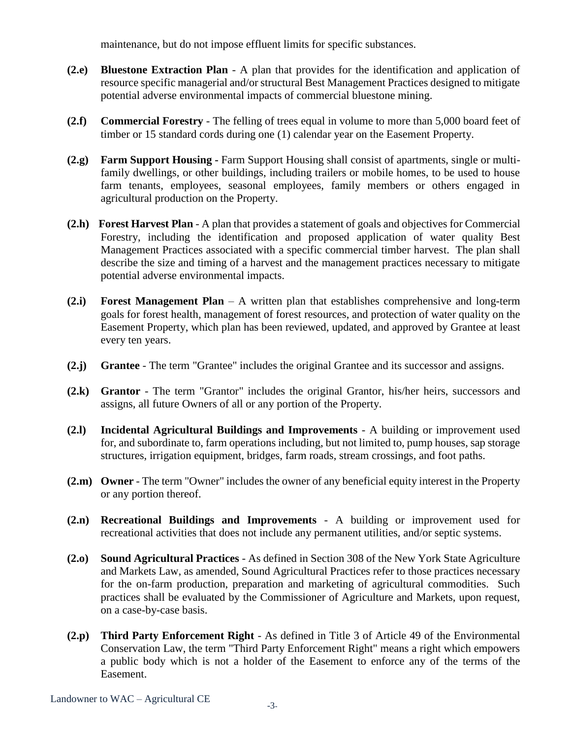maintenance, but do not impose effluent limits for specific substances.

**(2.e)** **Bluestone Extraction Plan** - A plan that provides for the identification and application of resource specific managerial and/or structural Best Management Practices designed to mitigate potential adverse environmental impacts of commercial bluestone mining.

**(2.f)** **Commercial Forestry** - The felling of trees equal in volume to more than 5,000 board feet of timber or 15 standard cords during one (1) calendar year on the Easement Property.

**(2.g)** **Farm Support Housing -** Farm Support Housing shall consist of apartments, single or multi-family dwellings, or other buildings, including trailers or mobile homes, to be used to house farm tenants, employees, seasonal employees, family members or others engaged in agricultural production on the Property.

**(2.h)** **Forest Harvest Plan** - A plan that provides a statement of goals and objectives for Commercial Forestry, including the identification and proposed application of water quality Best Management Practices associated with a specific commercial timber harvest. The plan shall describe the size and timing of a harvest and the management practices necessary to mitigate potential adverse environmental impacts.

**(2.i)** **Forest Management Plan** – A written plan that establishes comprehensive and long-term goals for forest health, management of forest resources, and protection of water quality on the Easement Property, which plan has been reviewed, updated, and approved by Grantee at least every ten years.

**(2.j)** **Grantee** - The term "Grantee" includes the original Grantee and its successor and assigns.

**(2.k)** **Grantor** - The term "Grantor" includes the original Grantor, his/her heirs, successors and assigns, all future Owners of all or any portion of the Property.

**(2.l)** **Incidental Agricultural Buildings and Improvements** - A building or improvement used for, and subordinate to, farm operations including, but not limited to, pump houses, sap storage structures, irrigation equipment, bridges, farm roads, stream crossings, and foot paths.

**(2.m)** **Owner -** The term "Owner" includes the owner of any beneficial equity interest in the Property or any portion thereof.

**(2.n)** **Recreational Buildings and Improvements** - A building or improvement used for recreational activities that does not include any permanent utilities, and/or septic systems.

**(2.o)** **Sound Agricultural Practices** - As defined in Section 308 of the New York State Agriculture and Markets Law, as amended, Sound Agricultural Practices refer to those practices necessary for the on-farm production, preparation and marketing of agricultural commodities. Such practices shall be evaluated by the Commissioner of Agriculture and Markets, upon request, on a case-by-case basis.

**(2.p)** **Third Party Enforcement Right** - As defined in Title 3 of Article 49 of the Environmental Conservation Law, the term "Third Party Enforcement Right" means a right which empowers a public body which is not a holder of the Easement to enforce any of the terms of the Easement.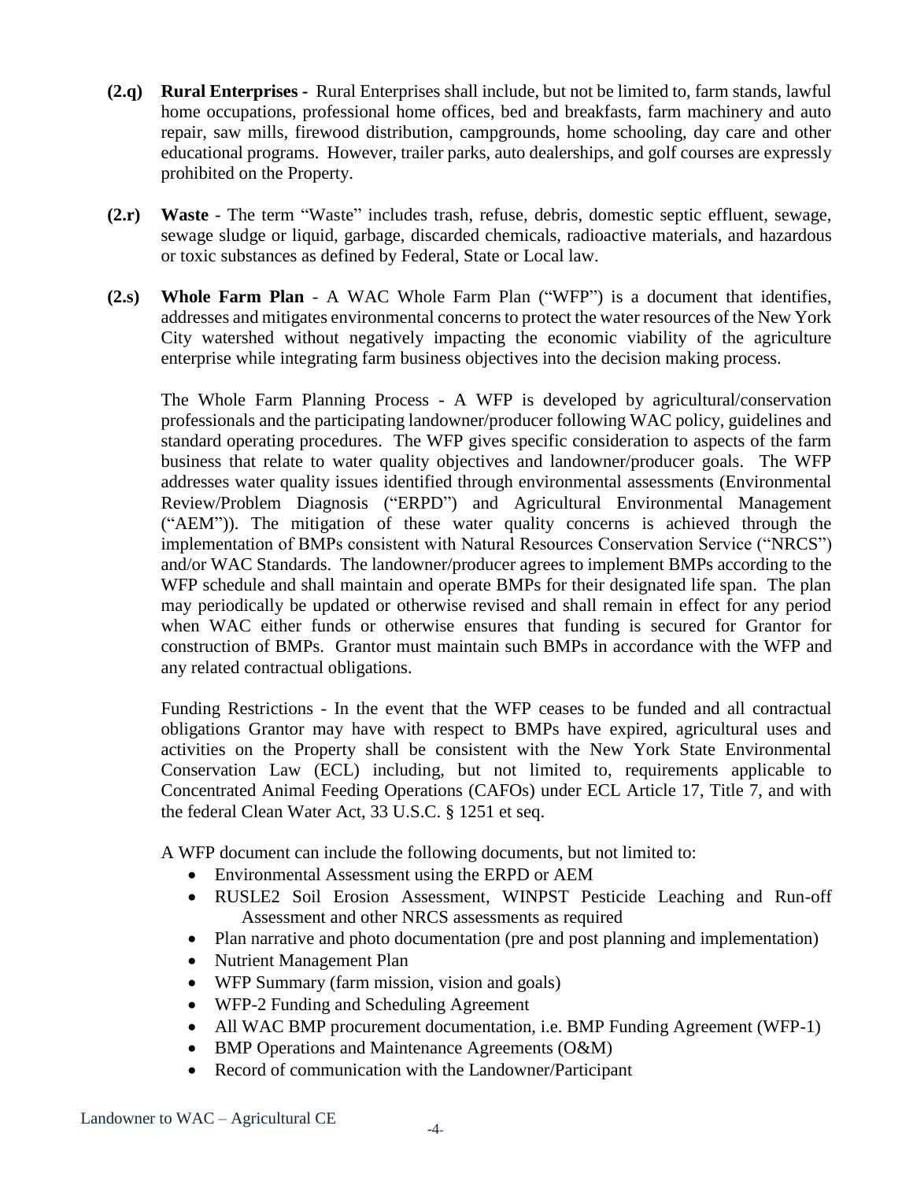**(2.q) Rural Enterprises -** Rural Enterprises shall include, but not be limited to, farm stands, lawful home occupations, professional home offices, bed and breakfasts, farm machinery and auto repair, saw mills, firewood distribution, campgrounds, home schooling, day care and other educational programs. However, trailer parks, auto dealerships, and golf courses are expressly prohibited on the Property.

**(2.r) Waste** - The term "Waste" includes trash, refuse, debris, domestic septic effluent, sewage, sewage sludge or liquid, garbage, discarded chemicals, radioactive materials, and hazardous or toxic substances as defined by Federal, State or Local law.

**(2.s) Whole Farm Plan** - A WAC Whole Farm Plan ("WFP") is a document that identifies, addresses and mitigates environmental concerns to protect the water resources of the New York City watershed without negatively impacting the economic viability of the agriculture enterprise while integrating farm business objectives into the decision making process.

The Whole Farm Planning Process - A WFP is developed by agricultural/conservation professionals and the participating landowner/producer following WAC policy, guidelines and standard operating procedures. The WFP gives specific consideration to aspects of the farm business that relate to water quality objectives and landowner/producer goals. The WFP addresses water quality issues identified through environmental assessments (Environmental Review/Problem Diagnosis ("ERPD") and Agricultural Environmental Management ("AEM")). The mitigation of these water quality concerns is achieved through the implementation of BMPs consistent with Natural Resources Conservation Service ("NRCS") and/or WAC Standards. The landowner/producer agrees to implement BMPs according to the WFP schedule and shall maintain and operate BMPs for their designated life span. The plan may periodically be updated or otherwise revised and shall remain in effect for any period when WAC either funds or otherwise ensures that funding is secured for Grantor for construction of BMPs. Grantor must maintain such BMPs in accordance with the WFP and any related contractual obligations.

Funding Restrictions - In the event that the WFP ceases to be funded and all contractual obligations Grantor may have with respect to BMPs have expired, agricultural uses and activities on the Property shall be consistent with the New York State Environmental Conservation Law (ECL) including, but not limited to, requirements applicable to Concentrated Animal Feeding Operations (CAFOs) under ECL Article 17, Title 7, and with the federal Clean Water Act, 33 U.S.C. § 1251 et seq.

A WFP document can include the following documents, but not limited to:

- Environmental Assessment using the ERPD or AEM
- RUSLE2 Soil Erosion Assessment, WINPST Pesticide Leaching and Run-off Assessment and other NRCS assessments as required
- Plan narrative and photo documentation (pre and post planning and implementation)
- Nutrient Management Plan
- WFP Summary (farm mission, vision and goals)
- WFP-2 Funding and Scheduling Agreement
- All WAC BMP procurement documentation, i.e. BMP Funding Agreement (WFP-1)
- BMP Operations and Maintenance Agreements (O&M)
- Record of communication with the Landowner/Participant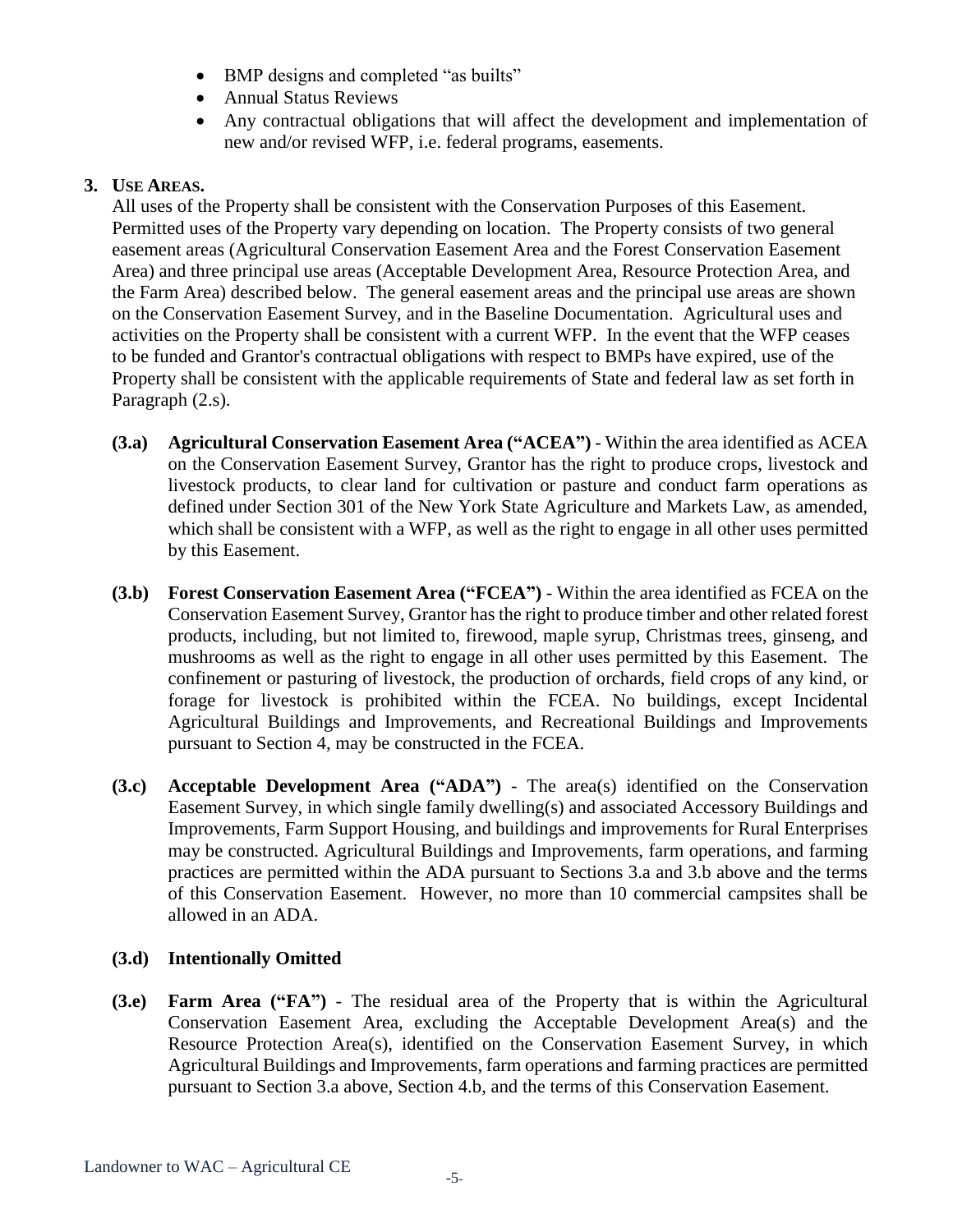- BMP designs and completed "as builts"
- Annual Status Reviews
- Any contractual obligations that will affect the development and implementation of new and/or revised WFP, i.e. federal programs, easements.

**3. USE AREAS.**

All uses of the Property shall be consistent with the Conservation Purposes of this Easement. Permitted uses of the Property vary depending on location. The Property consists of two general easement areas (Agricultural Conservation Easement Area and the Forest Conservation Easement Area) and three principal use areas (Acceptable Development Area, Resource Protection Area, and the Farm Area) described below. The general easement areas and the principal use areas are shown on the Conservation Easement Survey, and in the Baseline Documentation. Agricultural uses and activities on the Property shall be consistent with a current WFP. In the event that the WFP ceases to be funded and Grantor's contractual obligations with respect to BMPs have expired, use of the Property shall be consistent with the applicable requirements of State and federal law as set forth in Paragraph (2.s).

**(3.a) Agricultural Conservation Easement Area ("ACEA")** - Within the area identified as ACEA on the Conservation Easement Survey, Grantor has the right to produce crops, livestock and livestock products, to clear land for cultivation or pasture and conduct farm operations as defined under Section 301 of the New York State Agriculture and Markets Law, as amended, which shall be consistent with a WFP, as well as the right to engage in all other uses permitted by this Easement.

**(3.b) Forest Conservation Easement Area ("FCEA")** - Within the area identified as FCEA on the Conservation Easement Survey, Grantor has the right to produce timber and other related forest products, including, but not limited to, firewood, maple syrup, Christmas trees, ginseng, and mushrooms as well as the right to engage in all other uses permitted by this Easement. The confinement or pasturing of livestock, the production of orchards, field crops of any kind, or forage for livestock is prohibited within the FCEA. No buildings, except Incidental Agricultural Buildings and Improvements, and Recreational Buildings and Improvements pursuant to Section 4, may be constructed in the FCEA.

**(3.c) Acceptable Development Area ("ADA")** - The area(s) identified on the Conservation Easement Survey, in which single family dwelling(s) and associated Accessory Buildings and Improvements, Farm Support Housing, and buildings and improvements for Rural Enterprises may be constructed. Agricultural Buildings and Improvements, farm operations, and farming practices are permitted within the ADA pursuant to Sections 3.a and 3.b above and the terms of this Conservation Easement. However, no more than 10 commercial campsites shall be allowed in an ADA.

**(3.d) Intentionally Omitted**

**(3.e) Farm Area ("FA")** - The residual area of the Property that is within the Agricultural Conservation Easement Area, excluding the Acceptable Development Area(s) and the Resource Protection Area(s), identified on the Conservation Easement Survey, in which Agricultural Buildings and Improvements, farm operations and farming practices are permitted pursuant to Section 3.a above, Section 4.b, and the terms of this Conservation Easement.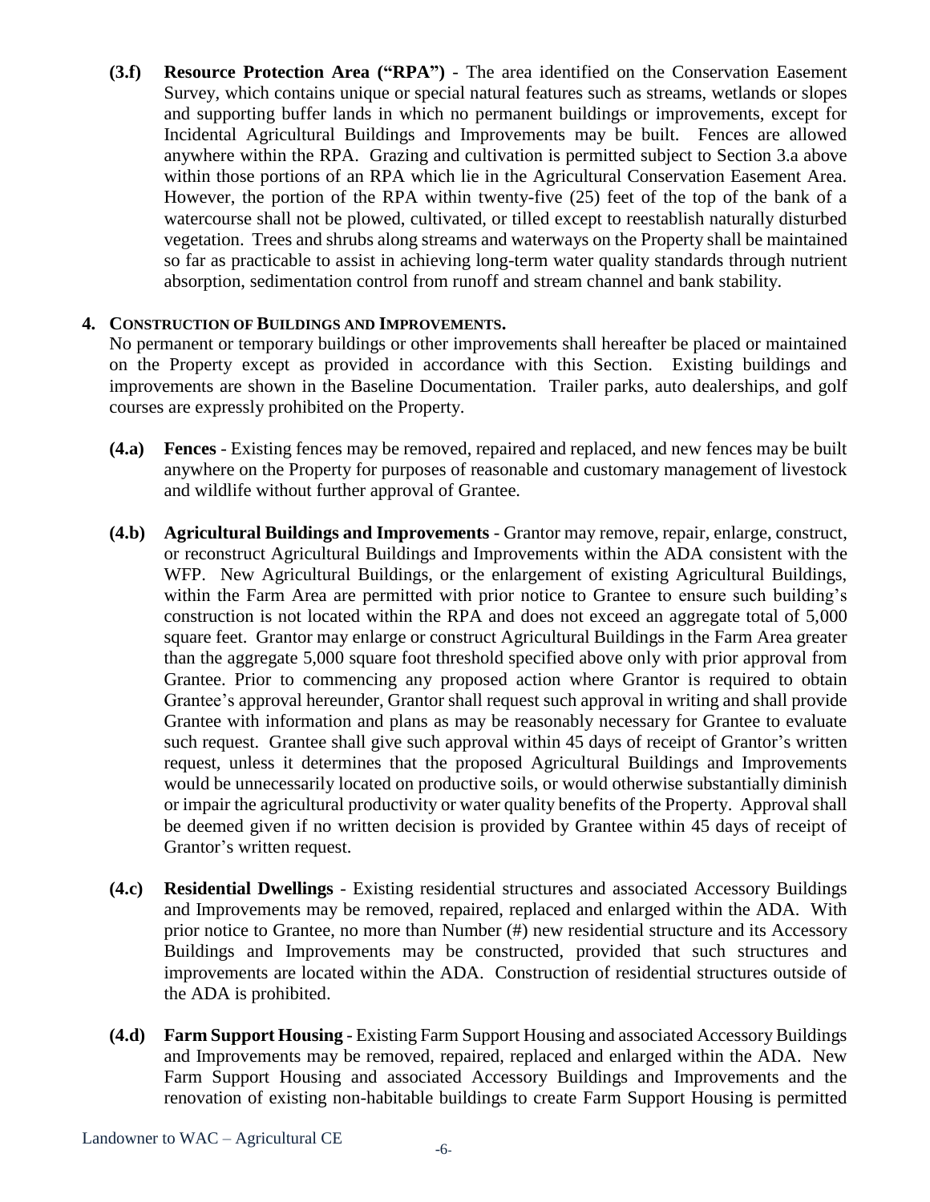**(3.f) Resource Protection Area ("RPA")** - The area identified on the Conservation Easement Survey, which contains unique or special natural features such as streams, wetlands or slopes and supporting buffer lands in which no permanent buildings or improvements, except for Incidental Agricultural Buildings and Improvements may be built. Fences are allowed anywhere within the RPA. Grazing and cultivation is permitted subject to Section 3.a above within those portions of an RPA which lie in the Agricultural Conservation Easement Area. However, the portion of the RPA within twenty-five (25) feet of the top of the bank of a watercourse shall not be plowed, cultivated, or tilled except to reestablish naturally disturbed vegetation. Trees and shrubs along streams and waterways on the Property shall be maintained so far as practicable to assist in achieving long-term water quality standards through nutrient absorption, sedimentation control from runoff and stream channel and bank stability.

## 4. CONSTRUCTION OF BUILDINGS AND IMPROVEMENTS.

No permanent or temporary buildings or other improvements shall hereafter be placed or maintained on the Property except as provided in accordance with this Section. Existing buildings and improvements are shown in the Baseline Documentation. Trailer parks, auto dealerships, and golf courses are expressly prohibited on the Property.

**(4.a) Fences** - Existing fences may be removed, repaired and replaced, and new fences may be built anywhere on the Property for purposes of reasonable and customary management of livestock and wildlife without further approval of Grantee.

**(4.b) Agricultural Buildings and Improvements** - Grantor may remove, repair, enlarge, construct, or reconstruct Agricultural Buildings and Improvements within the ADA consistent with the WFP. New Agricultural Buildings, or the enlargement of existing Agricultural Buildings, within the Farm Area are permitted with prior notice to Grantee to ensure such building's construction is not located within the RPA and does not exceed an aggregate total of 5,000 square feet. Grantor may enlarge or construct Agricultural Buildings in the Farm Area greater than the aggregate 5,000 square foot threshold specified above only with prior approval from Grantee. Prior to commencing any proposed action where Grantor is required to obtain Grantee's approval hereunder, Grantor shall request such approval in writing and shall provide Grantee with information and plans as may be reasonably necessary for Grantee to evaluate such request. Grantee shall give such approval within 45 days of receipt of Grantor's written request, unless it determines that the proposed Agricultural Buildings and Improvements would be unnecessarily located on productive soils, or would otherwise substantially diminish or impair the agricultural productivity or water quality benefits of the Property. Approval shall be deemed given if no written decision is provided by Grantee within 45 days of receipt of Grantor's written request.

**(4.c) Residential Dwellings** - Existing residential structures and associated Accessory Buildings and Improvements may be removed, repaired, replaced and enlarged within the ADA. With prior notice to Grantee, no more than Number (#) new residential structure and its Accessory Buildings and Improvements may be constructed, provided that such structures and improvements are located within the ADA. Construction of residential structures outside of the ADA is prohibited.

**(4.d) Farm Support Housing** - Existing Farm Support Housing and associated Accessory Buildings and Improvements may be removed, repaired, replaced and enlarged within the ADA. New Farm Support Housing and associated Accessory Buildings and Improvements and the renovation of existing non-habitable buildings to create Farm Support Housing is permitted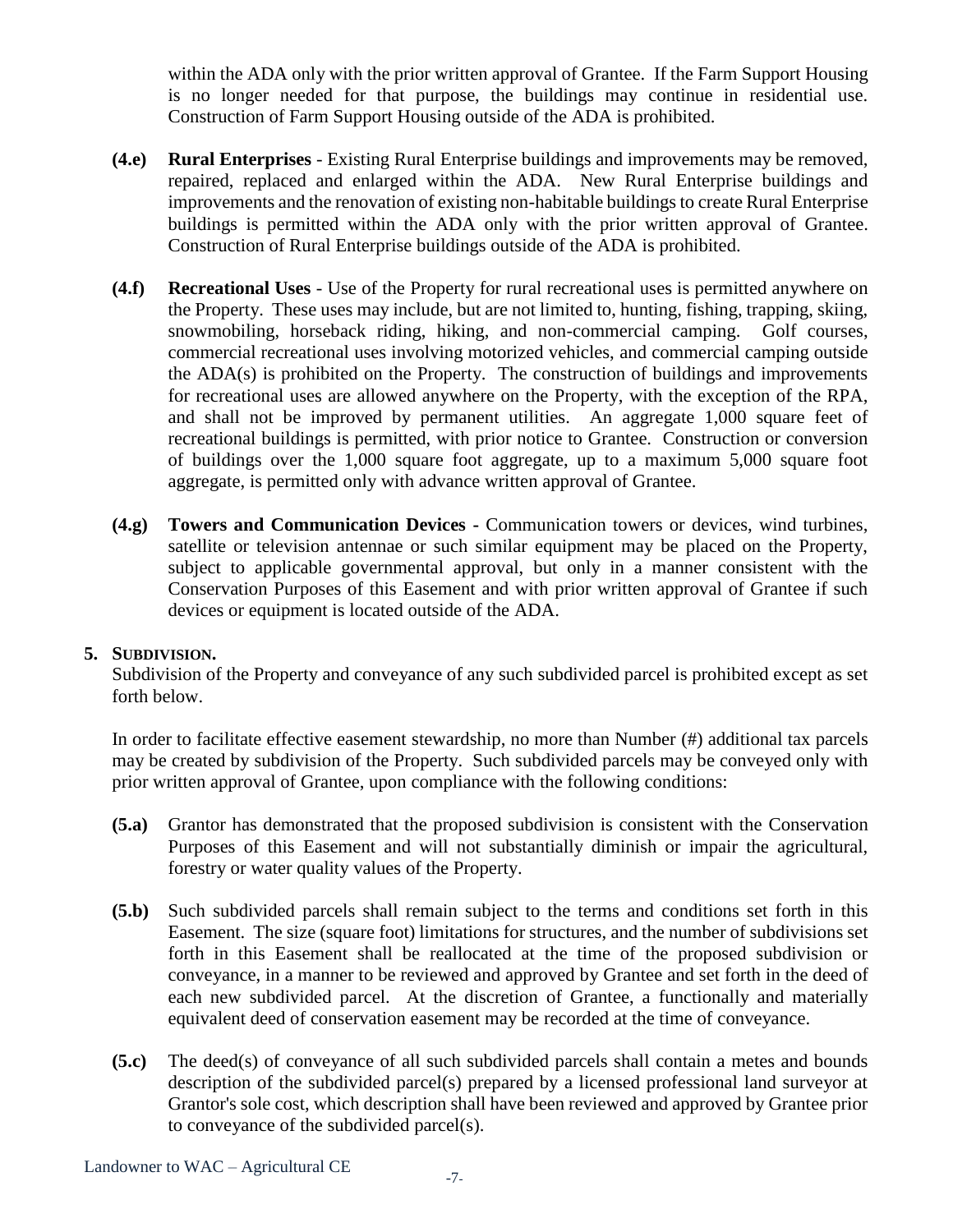within the ADA only with the prior written approval of Grantee. If the Farm Support Housing is no longer needed for that purpose, the buildings may continue in residential use. Construction of Farm Support Housing outside of the ADA is prohibited.

**(4.e)** **Rural Enterprises** - Existing Rural Enterprise buildings and improvements may be removed, repaired, replaced and enlarged within the ADA. New Rural Enterprise buildings and improvements and the renovation of existing non-habitable buildings to create Rural Enterprise buildings is permitted within the ADA only with the prior written approval of Grantee. Construction of Rural Enterprise buildings outside of the ADA is prohibited.

**(4.f)** **Recreational Uses** - Use of the Property for rural recreational uses is permitted anywhere on the Property. These uses may include, but are not limited to, hunting, fishing, trapping, skiing, snowmobiling, horseback riding, hiking, and non-commercial camping. Golf courses, commercial recreational uses involving motorized vehicles, and commercial camping outside the ADA(s) is prohibited on the Property. The construction of buildings and improvements for recreational uses are allowed anywhere on the Property, with the exception of the RPA, and shall not be improved by permanent utilities. An aggregate 1,000 square feet of recreational buildings is permitted, with prior notice to Grantee. Construction or conversion of buildings over the 1,000 square foot aggregate, up to a maximum 5,000 square foot aggregate, is permitted only with advance written approval of Grantee.

**(4.g)** **Towers and Communication Devices -** Communication towers or devices, wind turbines, satellite or television antennae or such similar equipment may be placed on the Property, subject to applicable governmental approval, but only in a manner consistent with the Conservation Purposes of this Easement and with prior written approval of Grantee if such devices or equipment is located outside of the ADA.

## 5. SUBDIVISION.

Subdivision of the Property and conveyance of any such subdivided parcel is prohibited except as set forth below.

In order to facilitate effective easement stewardship, no more than Number (#) additional tax parcels may be created by subdivision of the Property. Such subdivided parcels may be conveyed only with prior written approval of Grantee, upon compliance with the following conditions:

**(5.a)** Grantor has demonstrated that the proposed subdivision is consistent with the Conservation Purposes of this Easement and will not substantially diminish or impair the agricultural, forestry or water quality values of the Property.

**(5.b)** Such subdivided parcels shall remain subject to the terms and conditions set forth in this Easement. The size (square foot) limitations for structures, and the number of subdivisions set forth in this Easement shall be reallocated at the time of the proposed subdivision or conveyance, in a manner to be reviewed and approved by Grantee and set forth in the deed of each new subdivided parcel. At the discretion of Grantee, a functionally and materially equivalent deed of conservation easement may be recorded at the time of conveyance.

**(5.c)** The deed(s) of conveyance of all such subdivided parcels shall contain a metes and bounds description of the subdivided parcel(s) prepared by a licensed professional land surveyor at Grantor's sole cost, which description shall have been reviewed and approved by Grantee prior to conveyance of the subdivided parcel(s).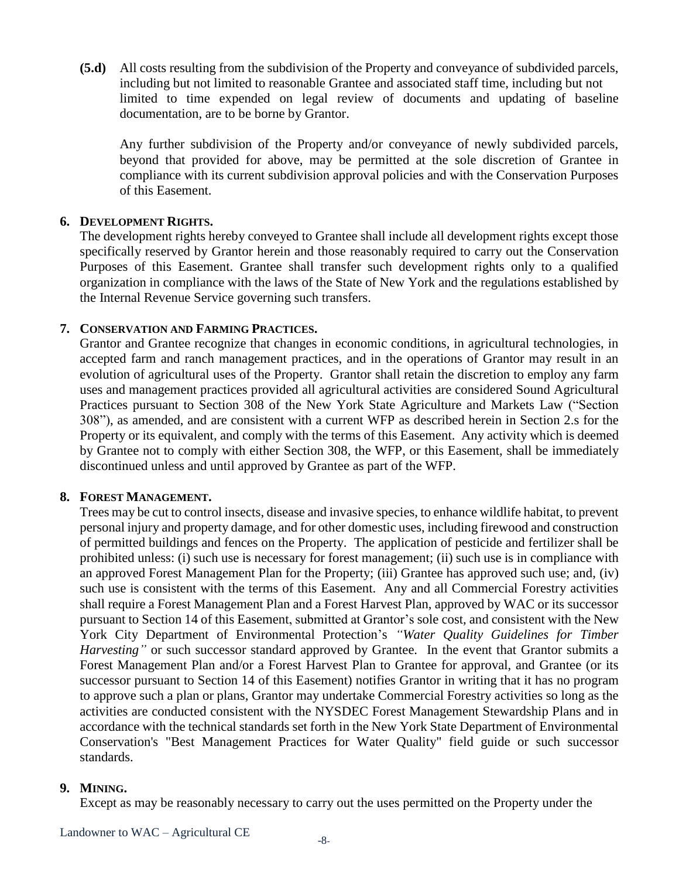**(5.d)** All costs resulting from the subdivision of the Property and conveyance of subdivided parcels, including but not limited to reasonable Grantee and associated staff time, including but not limited to time expended on legal review of documents and updating of baseline documentation, are to be borne by Grantor.

Any further subdivision of the Property and/or conveyance of newly subdivided parcels, beyond that provided for above, may be permitted at the sole discretion of Grantee in compliance with its current subdivision approval policies and with the Conservation Purposes of this Easement.

**6. DEVELOPMENT RIGHTS.**

The development rights hereby conveyed to Grantee shall include all development rights except those specifically reserved by Grantor herein and those reasonably required to carry out the Conservation Purposes of this Easement. Grantee shall transfer such development rights only to a qualified organization in compliance with the laws of the State of New York and the regulations established by the Internal Revenue Service governing such transfers.

**7. CONSERVATION AND FARMING PRACTICES.**

Grantor and Grantee recognize that changes in economic conditions, in agricultural technologies, in accepted farm and ranch management practices, and in the operations of Grantor may result in an evolution of agricultural uses of the Property. Grantor shall retain the discretion to employ any farm uses and management practices provided all agricultural activities are considered Sound Agricultural Practices pursuant to Section 308 of the New York State Agriculture and Markets Law ("Section 308"), as amended, and are consistent with a current WFP as described herein in Section 2.s for the Property or its equivalent, and comply with the terms of this Easement. Any activity which is deemed by Grantee not to comply with either Section 308, the WFP, or this Easement, shall be immediately discontinued unless and until approved by Grantee as part of the WFP.

**8. FOREST MANAGEMENT.**

Trees may be cut to control insects, disease and invasive species, to enhance wildlife habitat, to prevent personal injury and property damage, and for other domestic uses, including firewood and construction of permitted buildings and fences on the Property. The application of pesticide and fertilizer shall be prohibited unless: (i) such use is necessary for forest management; (ii) such use is in compliance with an approved Forest Management Plan for the Property; (iii) Grantee has approved such use; and, (iv) such use is consistent with the terms of this Easement. Any and all Commercial Forestry activities shall require a Forest Management Plan and a Forest Harvest Plan, approved by WAC or its successor pursuant to Section 14 of this Easement, submitted at Grantor's sole cost, and consistent with the New York City Department of Environmental Protection's *"Water Quality Guidelines for Timber Harvesting"* or such successor standard approved by Grantee. In the event that Grantor submits a Forest Management Plan and/or a Forest Harvest Plan to Grantee for approval, and Grantee (or its successor pursuant to Section 14 of this Easement) notifies Grantor in writing that it has no program to approve such a plan or plans, Grantor may undertake Commercial Forestry activities so long as the activities are conducted consistent with the NYSDEC Forest Management Stewardship Plans and in accordance with the technical standards set forth in the New York State Department of Environmental Conservation's "Best Management Practices for Water Quality" field guide or such successor standards.

**9. MINING.**

Except as may be reasonably necessary to carry out the uses permitted on the Property under the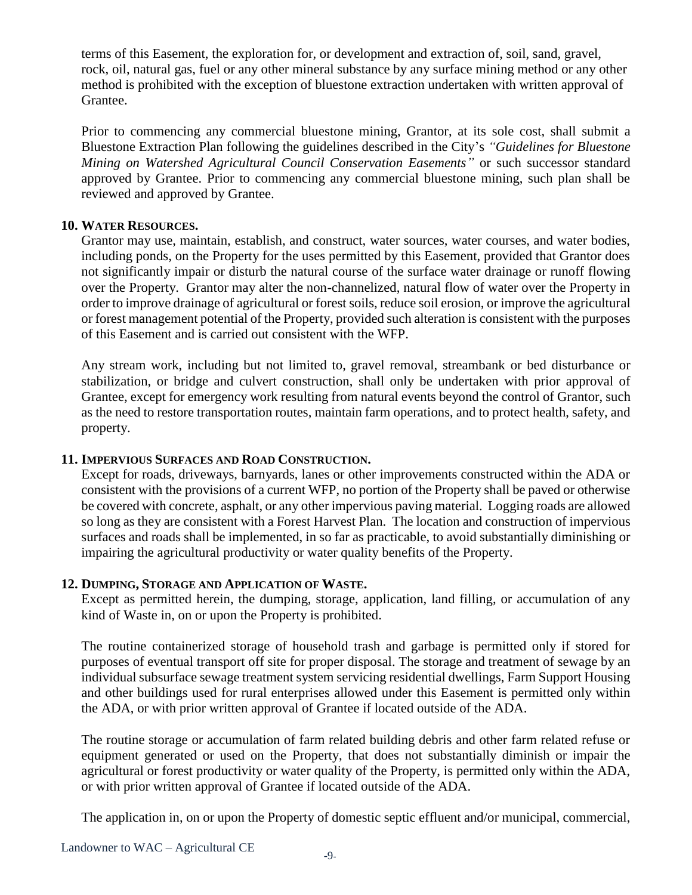terms of this Easement, the exploration for, or development and extraction of, soil, sand, gravel, rock, oil, natural gas, fuel or any other mineral substance by any surface mining method or any other method is prohibited with the exception of bluestone extraction undertaken with written approval of Grantee.

Prior to commencing any commercial bluestone mining, Grantor, at its sole cost, shall submit a Bluestone Extraction Plan following the guidelines described in the City's *"Guidelines for Bluestone Mining on Watershed Agricultural Council Conservation Easements"* or such successor standard approved by Grantee. Prior to commencing any commercial bluestone mining, such plan shall be reviewed and approved by Grantee.

**10. WATER RESOURCES.**

Grantor may use, maintain, establish, and construct, water sources, water courses, and water bodies, including ponds, on the Property for the uses permitted by this Easement, provided that Grantor does not significantly impair or disturb the natural course of the surface water drainage or runoff flowing over the Property. Grantor may alter the non-channelized, natural flow of water over the Property in order to improve drainage of agricultural or forest soils, reduce soil erosion, or improve the agricultural or forest management potential of the Property, provided such alteration is consistent with the purposes of this Easement and is carried out consistent with the WFP.

Any stream work, including but not limited to, gravel removal, streambank or bed disturbance or stabilization, or bridge and culvert construction, shall only be undertaken with prior approval of Grantee, except for emergency work resulting from natural events beyond the control of Grantor, such as the need to restore transportation routes, maintain farm operations, and to protect health, safety, and property.

**11. IMPERVIOUS SURFACES AND ROAD CONSTRUCTION.**

Except for roads, driveways, barnyards, lanes or other improvements constructed within the ADA or consistent with the provisions of a current WFP, no portion of the Property shall be paved or otherwise be covered with concrete, asphalt, or any other impervious paving material. Logging roads are allowed so long as they are consistent with a Forest Harvest Plan. The location and construction of impervious surfaces and roads shall be implemented, in so far as practicable, to avoid substantially diminishing or impairing the agricultural productivity or water quality benefits of the Property.

**12. DUMPING, STORAGE AND APPLICATION OF WASTE.**

Except as permitted herein, the dumping, storage, application, land filling, or accumulation of any kind of Waste in, on or upon the Property is prohibited.

The routine containerized storage of household trash and garbage is permitted only if stored for purposes of eventual transport off site for proper disposal. The storage and treatment of sewage by an individual subsurface sewage treatment system servicing residential dwellings, Farm Support Housing and other buildings used for rural enterprises allowed under this Easement is permitted only within the ADA, or with prior written approval of Grantee if located outside of the ADA.

The routine storage or accumulation of farm related building debris and other farm related refuse or equipment generated or used on the Property, that does not substantially diminish or impair the agricultural or forest productivity or water quality of the Property, is permitted only within the ADA, or with prior written approval of Grantee if located outside of the ADA.

The application in, on or upon the Property of domestic septic effluent and/or municipal, commercial,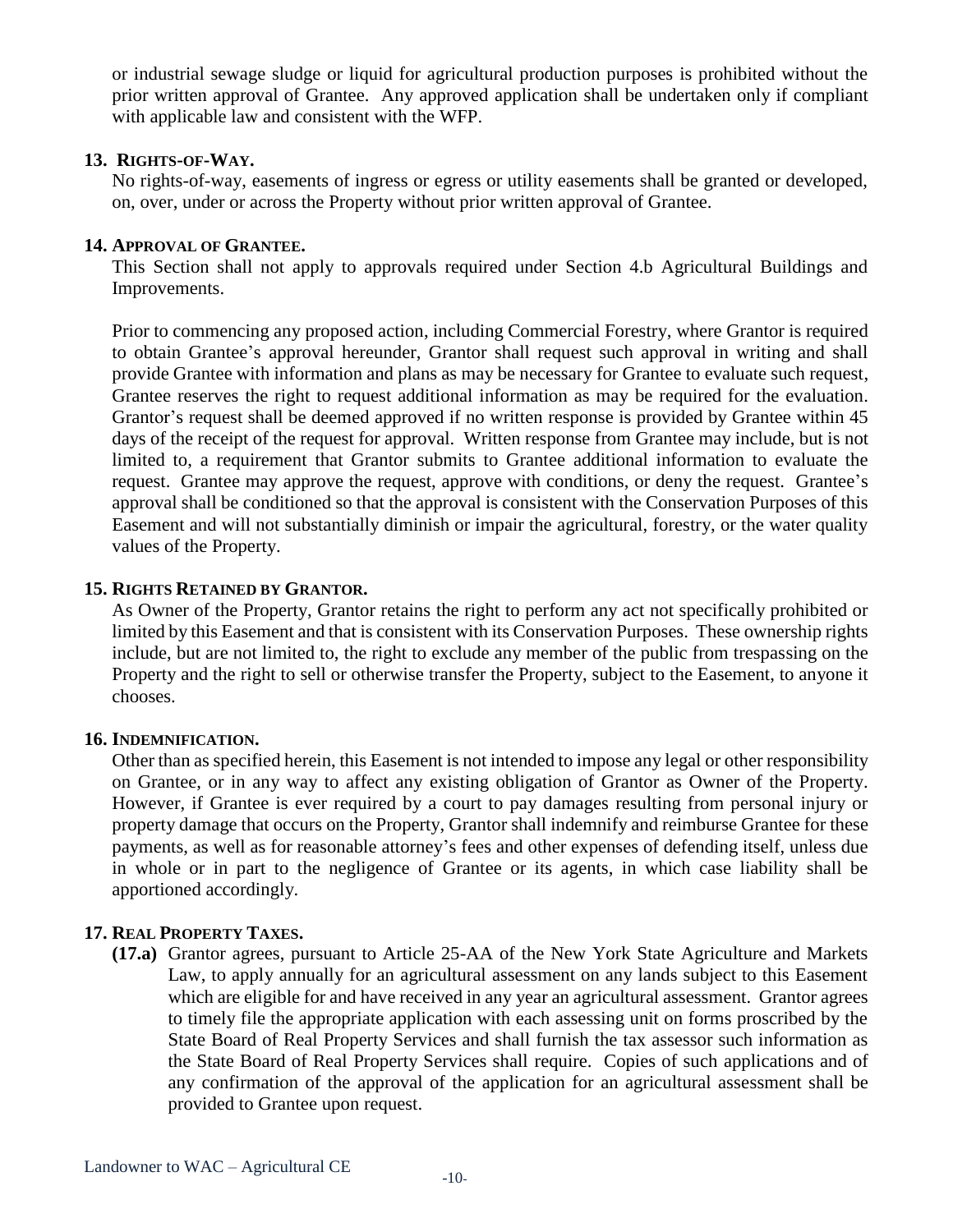or industrial sewage sludge or liquid for agricultural production purposes is prohibited without the prior written approval of Grantee. Any approved application shall be undertaken only if compliant with applicable law and consistent with the WFP.

**13. RIGHTS-OF-WAY.**

No rights-of-way, easements of ingress or egress or utility easements shall be granted or developed, on, over, under or across the Property without prior written approval of Grantee.

**14. APPROVAL OF GRANTEE.**

This Section shall not apply to approvals required under Section 4.b Agricultural Buildings and Improvements.

Prior to commencing any proposed action, including Commercial Forestry, where Grantor is required to obtain Grantee's approval hereunder, Grantor shall request such approval in writing and shall provide Grantee with information and plans as may be necessary for Grantee to evaluate such request, Grantee reserves the right to request additional information as may be required for the evaluation. Grantor's request shall be deemed approved if no written response is provided by Grantee within 45 days of the receipt of the request for approval. Written response from Grantee may include, but is not limited to, a requirement that Grantor submits to Grantee additional information to evaluate the request. Grantee may approve the request, approve with conditions, or deny the request. Grantee's approval shall be conditioned so that the approval is consistent with the Conservation Purposes of this Easement and will not substantially diminish or impair the agricultural, forestry, or the water quality values of the Property.

**15. RIGHTS RETAINED BY GRANTOR.**

As Owner of the Property, Grantor retains the right to perform any act not specifically prohibited or limited by this Easement and that is consistent with its Conservation Purposes. These ownership rights include, but are not limited to, the right to exclude any member of the public from trespassing on the Property and the right to sell or otherwise transfer the Property, subject to the Easement, to anyone it chooses.

**16. INDEMNIFICATION.**

Other than as specified herein, this Easement is not intended to impose any legal or other responsibility on Grantee, or in any way to affect any existing obligation of Grantor as Owner of the Property. However, if Grantee is ever required by a court to pay damages resulting from personal injury or property damage that occurs on the Property, Grantor shall indemnify and reimburse Grantee for these payments, as well as for reasonable attorney's fees and other expenses of defending itself, unless due in whole or in part to the negligence of Grantee or its agents, in which case liability shall be apportioned accordingly.

**17. REAL PROPERTY TAXES.**

**(17.a)** Grantor agrees, pursuant to Article 25-AA of the New York State Agriculture and Markets Law, to apply annually for an agricultural assessment on any lands subject to this Easement which are eligible for and have received in any year an agricultural assessment. Grantor agrees to timely file the appropriate application with each assessing unit on forms proscribed by the State Board of Real Property Services and shall furnish the tax assessor such information as the State Board of Real Property Services shall require. Copies of such applications and of any confirmation of the approval of the application for an agricultural assessment shall be provided to Grantee upon request.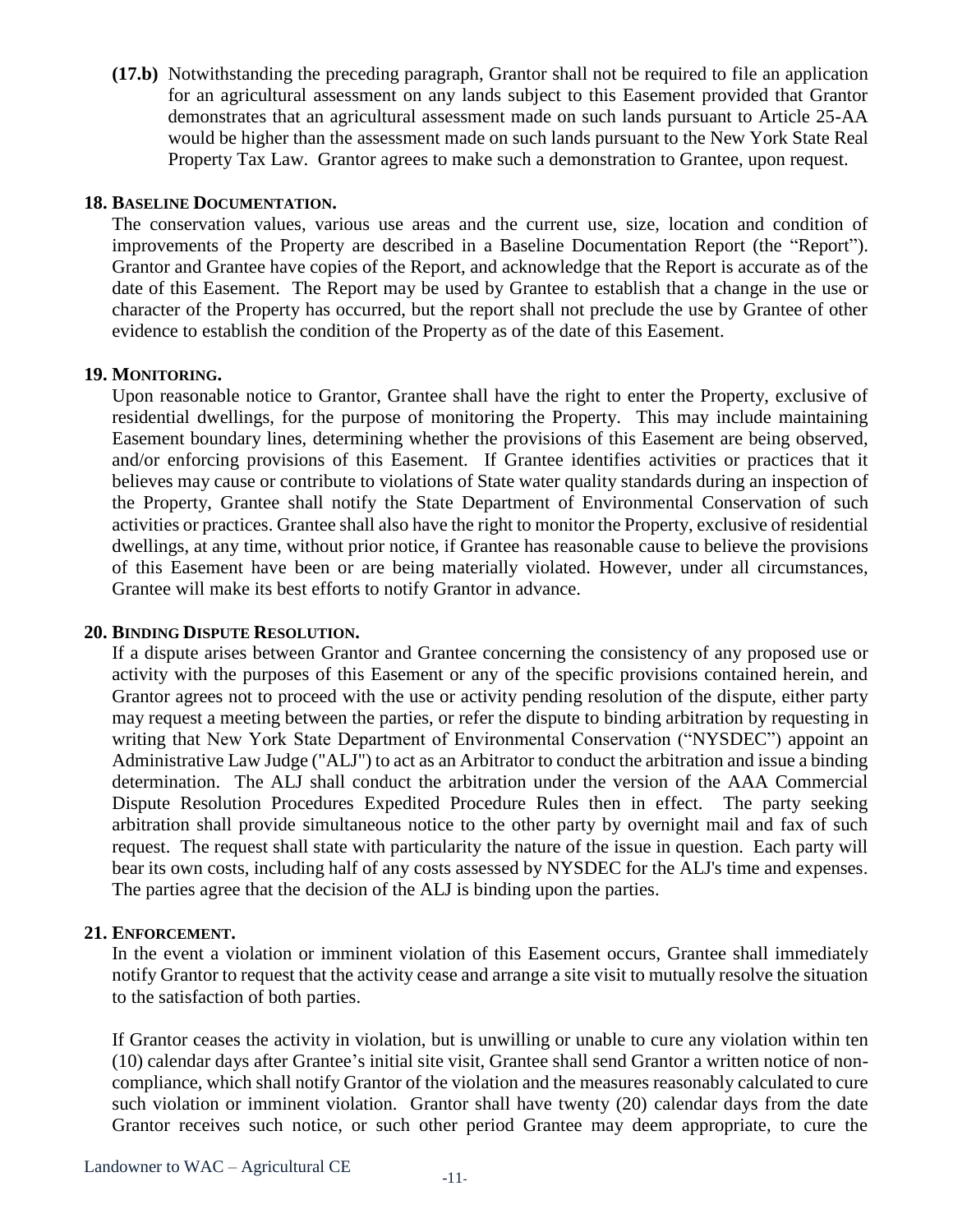**(17.b)** Notwithstanding the preceding paragraph, Grantor shall not be required to file an application for an agricultural assessment on any lands subject to this Easement provided that Grantor demonstrates that an agricultural assessment made on such lands pursuant to Article 25-AA would be higher than the assessment made on such lands pursuant to the New York State Real Property Tax Law. Grantor agrees to make such a demonstration to Grantee, upon request.

## 18. BASELINE DOCUMENTATION.

The conservation values, various use areas and the current use, size, location and condition of improvements of the Property are described in a Baseline Documentation Report (the "Report"). Grantor and Grantee have copies of the Report, and acknowledge that the Report is accurate as of the date of this Easement. The Report may be used by Grantee to establish that a change in the use or character of the Property has occurred, but the report shall not preclude the use by Grantee of other evidence to establish the condition of the Property as of the date of this Easement.

## 19. MONITORING.

Upon reasonable notice to Grantor, Grantee shall have the right to enter the Property, exclusive of residential dwellings, for the purpose of monitoring the Property. This may include maintaining Easement boundary lines, determining whether the provisions of this Easement are being observed, and/or enforcing provisions of this Easement. If Grantee identifies activities or practices that it believes may cause or contribute to violations of State water quality standards during an inspection of the Property, Grantee shall notify the State Department of Environmental Conservation of such activities or practices. Grantee shall also have the right to monitor the Property, exclusive of residential dwellings, at any time, without prior notice, if Grantee has reasonable cause to believe the provisions of this Easement have been or are being materially violated. However, under all circumstances, Grantee will make its best efforts to notify Grantor in advance.

## 20. BINDING DISPUTE RESOLUTION.

If a dispute arises between Grantor and Grantee concerning the consistency of any proposed use or activity with the purposes of this Easement or any of the specific provisions contained herein, and Grantor agrees not to proceed with the use or activity pending resolution of the dispute, either party may request a meeting between the parties, or refer the dispute to binding arbitration by requesting in writing that New York State Department of Environmental Conservation ("NYSDEC") appoint an Administrative Law Judge ("ALJ") to act as an Arbitrator to conduct the arbitration and issue a binding determination. The ALJ shall conduct the arbitration under the version of the AAA Commercial Dispute Resolution Procedures Expedited Procedure Rules then in effect. The party seeking arbitration shall provide simultaneous notice to the other party by overnight mail and fax of such request. The request shall state with particularity the nature of the issue in question. Each party will bear its own costs, including half of any costs assessed by NYSDEC for the ALJ's time and expenses. The parties agree that the decision of the ALJ is binding upon the parties.

## 21. ENFORCEMENT.

In the event a violation or imminent violation of this Easement occurs, Grantee shall immediately notify Grantor to request that the activity cease and arrange a site visit to mutually resolve the situation to the satisfaction of both parties.

If Grantor ceases the activity in violation, but is unwilling or unable to cure any violation within ten (10) calendar days after Grantee's initial site visit, Grantee shall send Grantor a written notice of non-compliance, which shall notify Grantor of the violation and the measures reasonably calculated to cure such violation or imminent violation. Grantor shall have twenty (20) calendar days from the date Grantor receives such notice, or such other period Grantee may deem appropriate, to cure the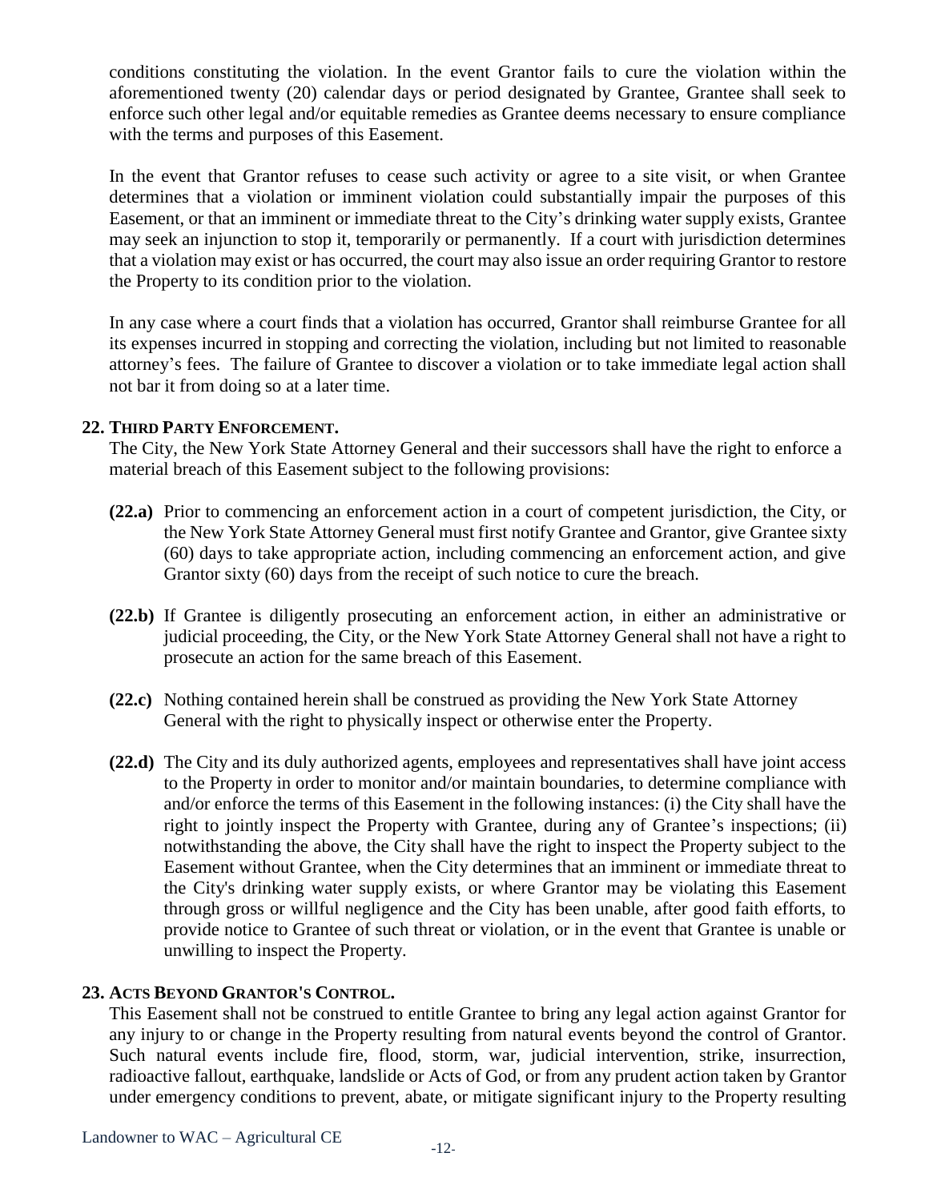conditions constituting the violation. In the event Grantor fails to cure the violation within the aforementioned twenty (20) calendar days or period designated by Grantee, Grantee shall seek to enforce such other legal and/or equitable remedies as Grantee deems necessary to ensure compliance with the terms and purposes of this Easement.

In the event that Grantor refuses to cease such activity or agree to a site visit, or when Grantee determines that a violation or imminent violation could substantially impair the purposes of this Easement, or that an imminent or immediate threat to the City's drinking water supply exists, Grantee may seek an injunction to stop it, temporarily or permanently. If a court with jurisdiction determines that a violation may exist or has occurred, the court may also issue an order requiring Grantor to restore the Property to its condition prior to the violation.

In any case where a court finds that a violation has occurred, Grantor shall reimburse Grantee for all its expenses incurred in stopping and correcting the violation, including but not limited to reasonable attorney's fees. The failure of Grantee to discover a violation or to take immediate legal action shall not bar it from doing so at a later time.

**22. THIRD PARTY ENFORCEMENT.**

The City, the New York State Attorney General and their successors shall have the right to enforce a material breach of this Easement subject to the following provisions:

**(22.a)** Prior to commencing an enforcement action in a court of competent jurisdiction, the City, or the New York State Attorney General must first notify Grantee and Grantor, give Grantee sixty (60) days to take appropriate action, including commencing an enforcement action, and give Grantor sixty (60) days from the receipt of such notice to cure the breach.

**(22.b)** If Grantee is diligently prosecuting an enforcement action, in either an administrative or judicial proceeding, the City, or the New York State Attorney General shall not have a right to prosecute an action for the same breach of this Easement.

**(22.c)** Nothing contained herein shall be construed as providing the New York State Attorney General with the right to physically inspect or otherwise enter the Property.

**(22.d)** The City and its duly authorized agents, employees and representatives shall have joint access to the Property in order to monitor and/or maintain boundaries, to determine compliance with and/or enforce the terms of this Easement in the following instances: (i) the City shall have the right to jointly inspect the Property with Grantee, during any of Grantee's inspections; (ii) notwithstanding the above, the City shall have the right to inspect the Property subject to the Easement without Grantee, when the City determines that an imminent or immediate threat to the City's drinking water supply exists, or where Grantor may be violating this Easement through gross or willful negligence and the City has been unable, after good faith efforts, to provide notice to Grantee of such threat or violation, or in the event that Grantee is unable or unwilling to inspect the Property.

**23. ACTS BEYOND GRANTOR'S CONTROL.**

This Easement shall not be construed to entitle Grantee to bring any legal action against Grantor for any injury to or change in the Property resulting from natural events beyond the control of Grantor. Such natural events include fire, flood, storm, war, judicial intervention, strike, insurrection, radioactive fallout, earthquake, landslide or Acts of God, or from any prudent action taken by Grantor under emergency conditions to prevent, abate, or mitigate significant injury to the Property resulting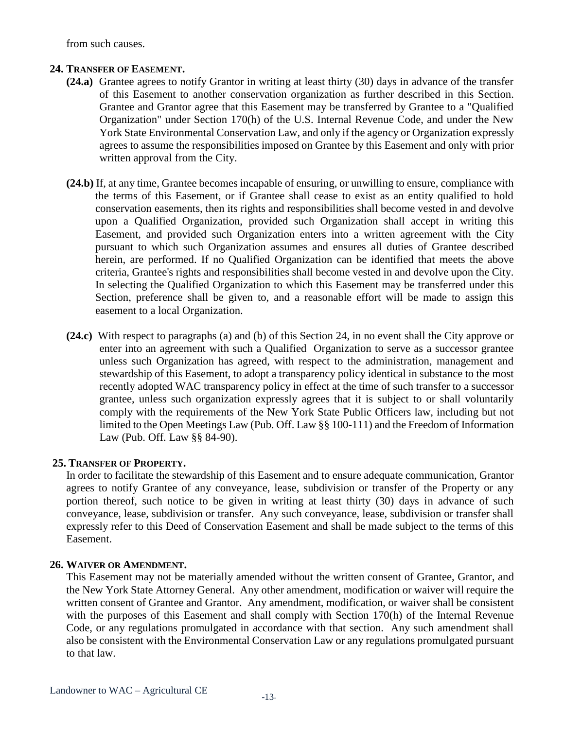from such causes.

**24. TRANSFER OF EASEMENT.**

**(24.a)** Grantee agrees to notify Grantor in writing at least thirty (30) days in advance of the transfer of this Easement to another conservation organization as further described in this Section. Grantee and Grantor agree that this Easement may be transferred by Grantee to a "Qualified Organization" under Section 170(h) of the U.S. Internal Revenue Code, and under the New York State Environmental Conservation Law, and only if the agency or Organization expressly agrees to assume the responsibilities imposed on Grantee by this Easement and only with prior written approval from the City.

**(24.b)** If, at any time, Grantee becomes incapable of ensuring, or unwilling to ensure, compliance with the terms of this Easement, or if Grantee shall cease to exist as an entity qualified to hold conservation easements, then its rights and responsibilities shall become vested in and devolve upon a Qualified Organization, provided such Organization shall accept in writing this Easement, and provided such Organization enters into a written agreement with the City pursuant to which such Organization assumes and ensures all duties of Grantee described herein, are performed. If no Qualified Organization can be identified that meets the above criteria, Grantee's rights and responsibilities shall become vested in and devolve upon the City. In selecting the Qualified Organization to which this Easement may be transferred under this Section, preference shall be given to, and a reasonable effort will be made to assign this easement to a local Organization.

**(24.c)** With respect to paragraphs (a) and (b) of this Section 24, in no event shall the City approve or enter into an agreement with such a Qualified Organization to serve as a successor grantee unless such Organization has agreed, with respect to the administration, management and stewardship of this Easement, to adopt a transparency policy identical in substance to the most recently adopted WAC transparency policy in effect at the time of such transfer to a successor grantee, unless such organization expressly agrees that it is subject to or shall voluntarily comply with the requirements of the New York State Public Officers law, including but not limited to the Open Meetings Law (Pub. Off. Law §§ 100-111) and the Freedom of Information Law (Pub. Off. Law §§ 84-90).

**25. TRANSFER OF PROPERTY.**

In order to facilitate the stewardship of this Easement and to ensure adequate communication, Grantor agrees to notify Grantee of any conveyance, lease, subdivision or transfer of the Property or any portion thereof, such notice to be given in writing at least thirty (30) days in advance of such conveyance, lease, subdivision or transfer. Any such conveyance, lease, subdivision or transfer shall expressly refer to this Deed of Conservation Easement and shall be made subject to the terms of this Easement.

**26. WAIVER OR AMENDMENT.**

This Easement may not be materially amended without the written consent of Grantee, Grantor, and the New York State Attorney General. Any other amendment, modification or waiver will require the written consent of Grantee and Grantor. Any amendment, modification, or waiver shall be consistent with the purposes of this Easement and shall comply with Section 170(h) of the Internal Revenue Code, or any regulations promulgated in accordance with that section. Any such amendment shall also be consistent with the Environmental Conservation Law or any regulations promulgated pursuant to that law.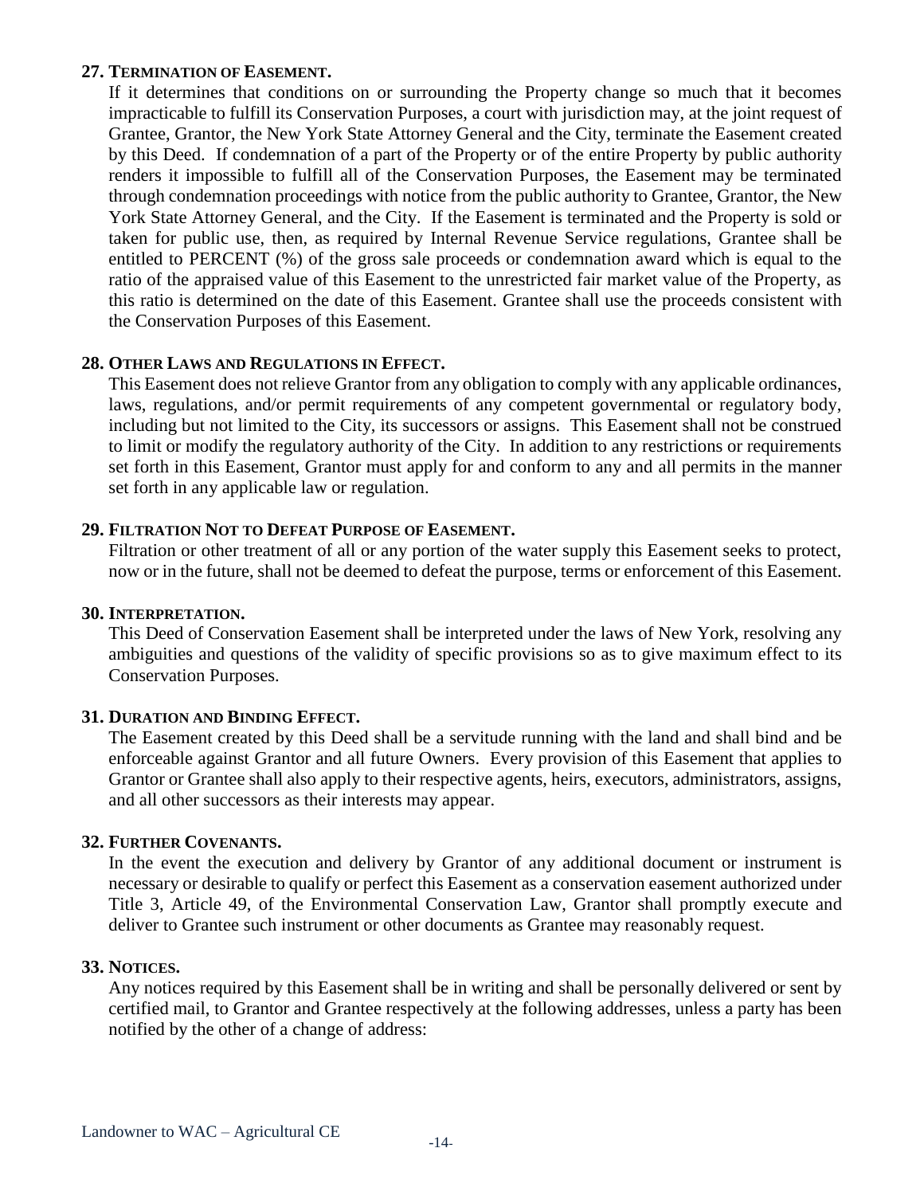**27. TERMINATION OF EASEMENT.**

If it determines that conditions on or surrounding the Property change so much that it becomes impracticable to fulfill its Conservation Purposes, a court with jurisdiction may, at the joint request of Grantee, Grantor, the New York State Attorney General and the City, terminate the Easement created by this Deed. If condemnation of a part of the Property or of the entire Property by public authority renders it impossible to fulfill all of the Conservation Purposes, the Easement may be terminated through condemnation proceedings with notice from the public authority to Grantee, Grantor, the New York State Attorney General, and the City. If the Easement is terminated and the Property is sold or taken for public use, then, as required by Internal Revenue Service regulations, Grantee shall be entitled to PERCENT (%) of the gross sale proceeds or condemnation award which is equal to the ratio of the appraised value of this Easement to the unrestricted fair market value of the Property, as this ratio is determined on the date of this Easement. Grantee shall use the proceeds consistent with the Conservation Purposes of this Easement.

**28. OTHER LAWS AND REGULATIONS IN EFFECT.**

This Easement does not relieve Grantor from any obligation to comply with any applicable ordinances, laws, regulations, and/or permit requirements of any competent governmental or regulatory body, including but not limited to the City, its successors or assigns. This Easement shall not be construed to limit or modify the regulatory authority of the City. In addition to any restrictions or requirements set forth in this Easement, Grantor must apply for and conform to any and all permits in the manner set forth in any applicable law or regulation.

**29. FILTRATION NOT TO DEFEAT PURPOSE OF EASEMENT.**

Filtration or other treatment of all or any portion of the water supply this Easement seeks to protect, now or in the future, shall not be deemed to defeat the purpose, terms or enforcement of this Easement.

**30. INTERPRETATION.**

This Deed of Conservation Easement shall be interpreted under the laws of New York, resolving any ambiguities and questions of the validity of specific provisions so as to give maximum effect to its Conservation Purposes.

**31. DURATION AND BINDING EFFECT.**

The Easement created by this Deed shall be a servitude running with the land and shall bind and be enforceable against Grantor and all future Owners. Every provision of this Easement that applies to Grantor or Grantee shall also apply to their respective agents, heirs, executors, administrators, assigns, and all other successors as their interests may appear.

**32. FURTHER COVENANTS.**

In the event the execution and delivery by Grantor of any additional document or instrument is necessary or desirable to qualify or perfect this Easement as a conservation easement authorized under Title 3, Article 49, of the Environmental Conservation Law, Grantor shall promptly execute and deliver to Grantee such instrument or other documents as Grantee may reasonably request.

**33. NOTICES.**

Any notices required by this Easement shall be in writing and shall be personally delivered or sent by certified mail, to Grantor and Grantee respectively at the following addresses, unless a party has been notified by the other of a change of address: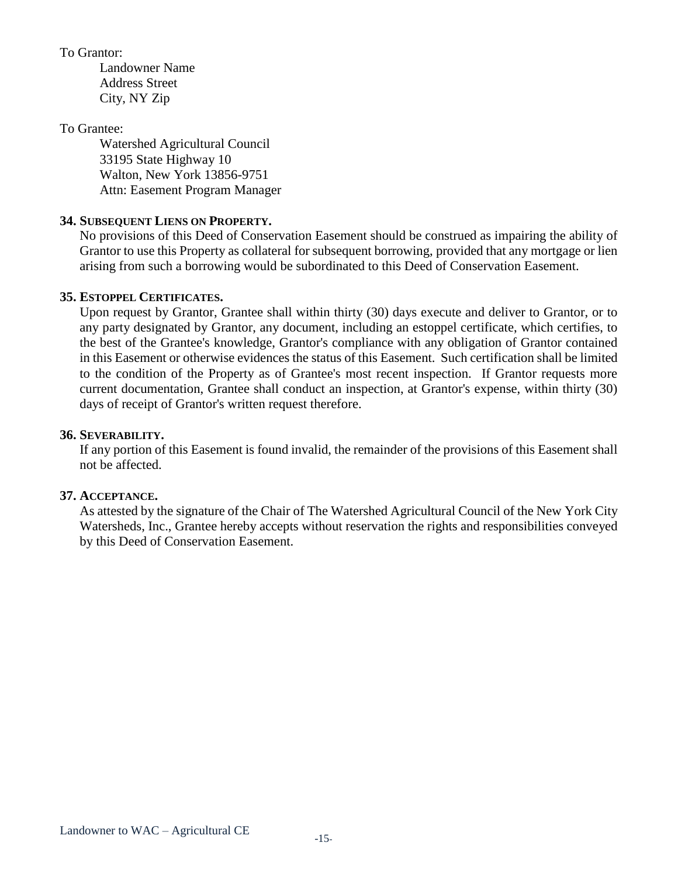To Grantor:

Landowner Name
Address Street
City, NY Zip

To Grantee:

Watershed Agricultural Council
33195 State Highway 10
Walton, New York 13856-9751
Attn: Easement Program Manager

**34. SUBSEQUENT LIENS ON PROPERTY.**

No provisions of this Deed of Conservation Easement should be construed as impairing the ability of Grantor to use this Property as collateral for subsequent borrowing, provided that any mortgage or lien arising from such a borrowing would be subordinated to this Deed of Conservation Easement.

**35. ESTOPPEL CERTIFICATES.**

Upon request by Grantor, Grantee shall within thirty (30) days execute and deliver to Grantor, or to any party designated by Grantor, any document, including an estoppel certificate, which certifies, to the best of the Grantee's knowledge, Grantor's compliance with any obligation of Grantor contained in this Easement or otherwise evidences the status of this Easement. Such certification shall be limited to the condition of the Property as of Grantee's most recent inspection. If Grantor requests more current documentation, Grantee shall conduct an inspection, at Grantor's expense, within thirty (30) days of receipt of Grantor's written request therefore.

**36. SEVERABILITY.**

If any portion of this Easement is found invalid, the remainder of the provisions of this Easement shall not be affected.

**37. ACCEPTANCE.**

As attested by the signature of the Chair of The Watershed Agricultural Council of the New York City Watersheds, Inc., Grantee hereby accepts without reservation the rights and responsibilities conveyed by this Deed of Conservation Easement.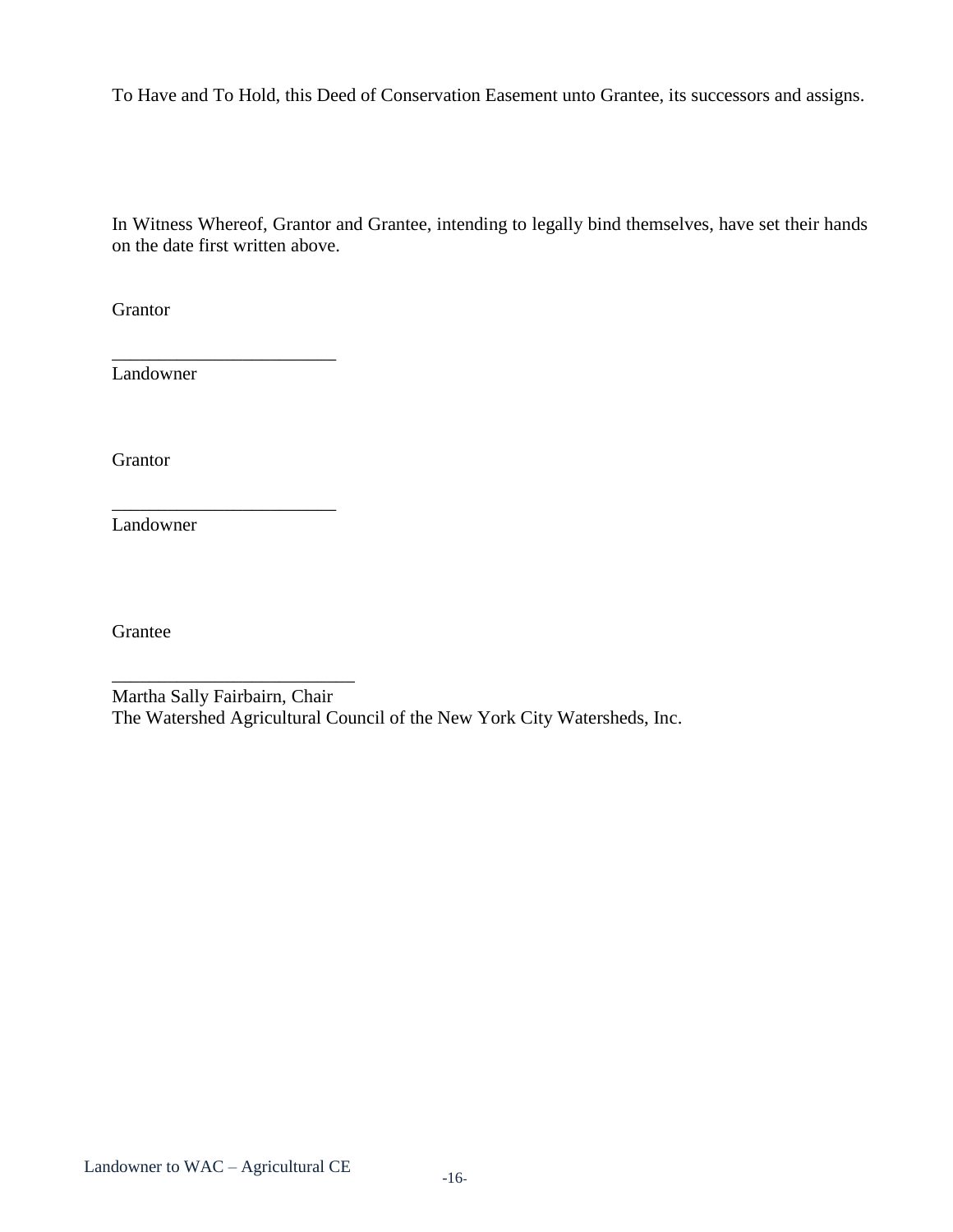To Have and To Hold, this Deed of Conservation Easement unto Grantee, its successors and assigns.

In Witness Whereof, Grantor and Grantee, intending to legally bind themselves, have set their hands on the date first written above.

Grantor

_________________________
Landowner

Grantor

_________________________
Landowner

Grantee

___________________________
Martha Sally Fairbairn, Chair
The Watershed Agricultural Council of the New York City Watersheds, Inc.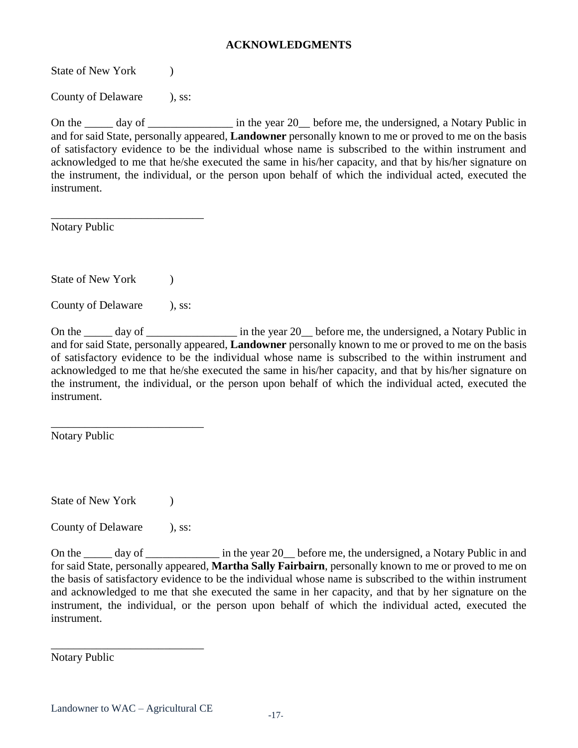## ACKNOWLEDGMENTS

State of New York )

County of Delaware ), ss:

On the _____ day of _______________ in the year 20__ before me, the undersigned, a Notary Public in and for said State, personally appeared, **Landowner** personally known to me or proved to me on the basis of satisfactory evidence to be the individual whose name is subscribed to the within instrument and acknowledged to me that he/she executed the same in his/her capacity, and that by his/her signature on the instrument, the individual, or the person upon behalf of which the individual acted, executed the instrument.

___________________________
Notary Public

State of New York )

County of Delaware ), ss:

On the _____ day of ________________ in the year 20__ before me, the undersigned, a Notary Public in and for said State, personally appeared, **Landowner** personally known to me or proved to me on the basis of satisfactory evidence to be the individual whose name is subscribed to the within instrument and acknowledged to me that he/she executed the same in his/her capacity, and that by his/her signature on the instrument, the individual, or the person upon behalf of which the individual acted, executed the instrument.

___________________________
Notary Public

State of New York )

County of Delaware ), ss:

On the _____ day of _____________ in the year 20__ before me, the undersigned, a Notary Public in and for said State, personally appeared, **Martha Sally Fairbairn**, personally known to me or proved to me on the basis of satisfactory evidence to be the individual whose name is subscribed to the within instrument and acknowledged to me that she executed the same in her capacity, and that by her signature on the instrument, the individual, or the person upon behalf of which the individual acted, executed the instrument.

___________________________
Notary Public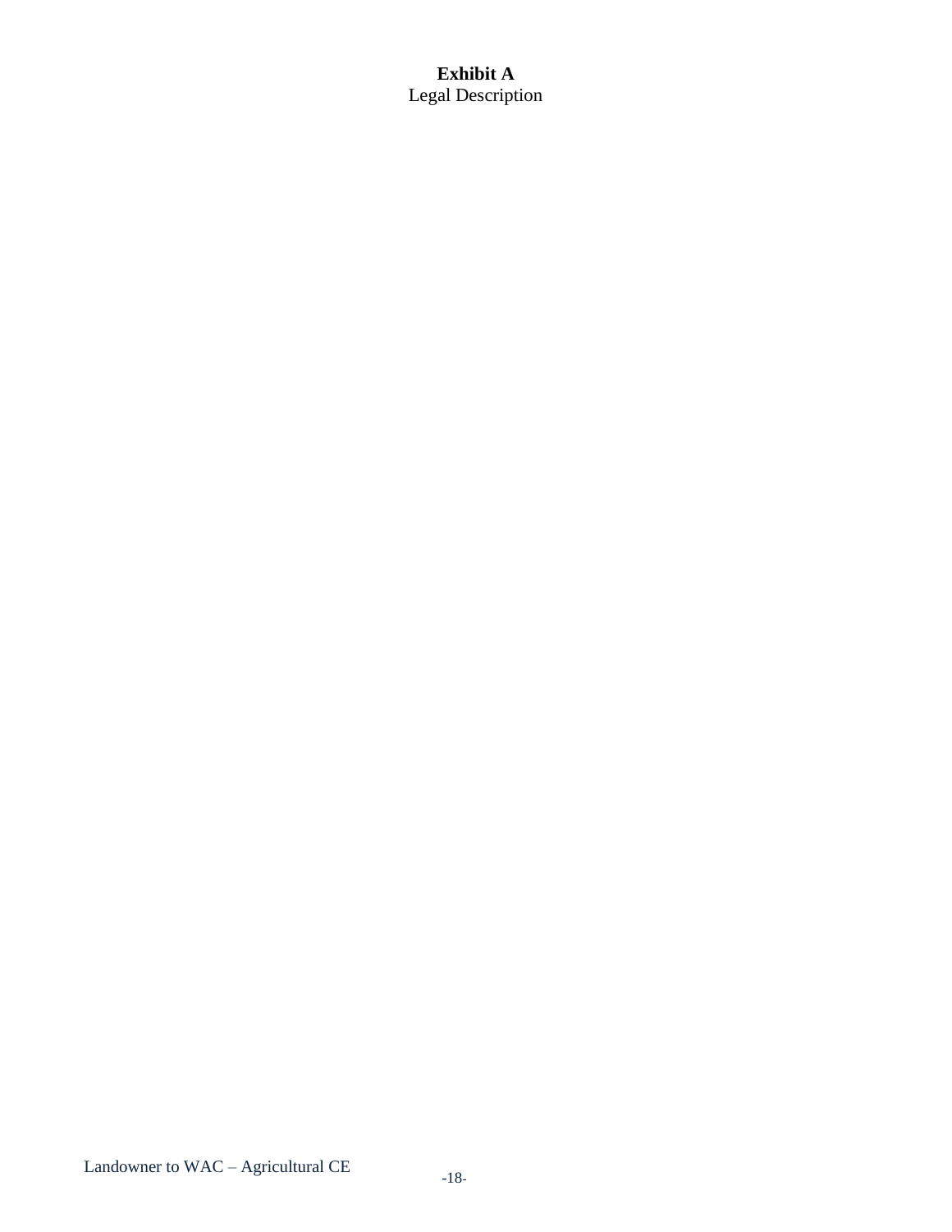**Exhibit A**

Legal Description